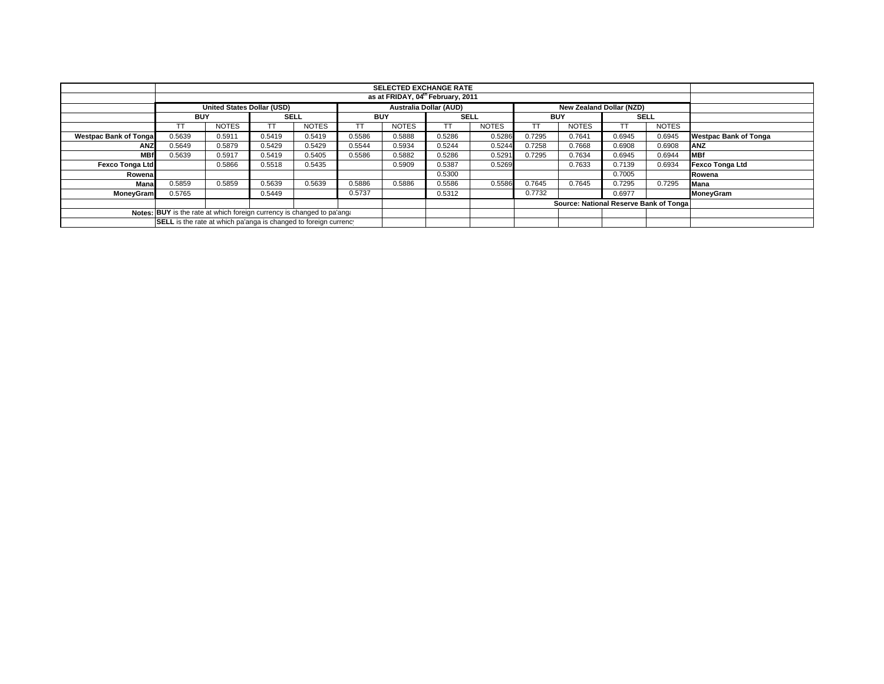| | SELECTED EXCHANGE RATE | | | | | | | | | | | | |
|---|---|---|---|---|---|---|---|---|---|---|---|---|---|
| | as at FRIDAY, 04th February, 2011 | | | | | | | | | | | | |
| | United States Dollar (USD) | | | | Australia Dollar (AUD) | | | | New Zealand Dollar (NZD) | | | | |
| | BUY | | SELL | | BUY | | SELL | | BUY | | SELL | | |
| | TT | NOTES | TT | NOTES | TT | NOTES | TT | NOTES | TT | NOTES | TT | NOTES | |
| Westpac Bank of Tonga | 0.5639 | 0.5911 | 0.5419 | 0.5419 | 0.5586 | 0.5888 | 0.5286 | 0.5286 | 0.7295 | 0.7641 | 0.6945 | 0.6945 | Westpac Bank of Tonga |
| ANZ | 0.5649 | 0.5879 | 0.5429 | 0.5429 | 0.5544 | 0.5934 | 0.5244 | 0.5244 | 0.7258 | 0.7668 | 0.6908 | 0.6908 | ANZ |
| MBf | 0.5639 | 0.5917 | 0.5419 | 0.5405 | 0.5586 | 0.5882 | 0.5286 | 0.5291 | 0.7295 | 0.7634 | 0.6945 | 0.6944 | MBf |
| Fexco Tonga Ltd | | 0.5866 | 0.5518 | 0.5435 | | 0.5909 | 0.5387 | 0.5269 | | 0.7633 | 0.7139 | 0.6934 | Fexco Tonga Ltd |
| Rowena | | | | | | | 0.5300 | | | | 0.7005 | | Rowena |
| Mana | 0.5859 | 0.5859 | 0.5639 | 0.5639 | 0.5886 | 0.5886 | 0.5586 | 0.5586 | 0.7645 | 0.7645 | 0.7295 | 0.7295 | Mana |
| MoneyGram | 0.5765 | | 0.5449 | | 0.5737 | | 0.5312 | | 0.7732 | | 0.6977 | | MoneyGram |
| | | | | | | | | | Source: National Reserve Bank of Tonga | | | | |
| Notes: | **BUY** is the rate at which foreign currency is changed to pa'anga | | | | | | | | | | | | |
| | **SELL** is the rate at which pa'anga is changed to foreign currency | | | | | | | | | | | | |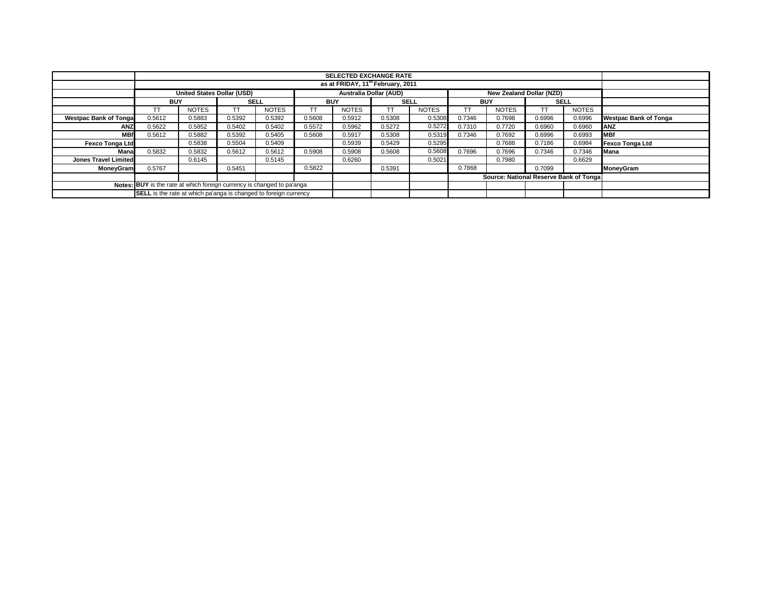| | SELECTED EXCHANGE RATE | | | | | | | | | | | | |
|---|---|---|---|---|---|---|---|---|---|---|---|---|---|
| | as at FRIDAY, 11th February, 2011 | | | | | | | | | | | | |
| | United States Dollar (USD) | | | | Australia Dollar (AUD) | | | | New Zealand Dollar (NZD) | | | | |
| | BUY | | SELL | | BUY | | SELL | | BUY | | SELL | | |
| | TT | NOTES | TT | NOTES | TT | NOTES | TT | NOTES | TT | NOTES | TT | NOTES | |
| Westpac Bank of Tonga | 0.5612 | 0.5883 | 0.5392 | 0.5392 | 0.5608 | 0.5912 | 0.5308 | 0.5308 | 0.7346 | 0.7698 | 0.6996 | 0.6996 | Westpac Bank of Tonga |
| ANZ | 0.5622 | 0.5852 | 0.5402 | 0.5402 | 0.5572 | 0.5962 | 0.5272 | 0.5272 | 0.7310 | 0.7720 | 0.6960 | 0.6960 | ANZ |
| MBf | 0.5612 | 0.5882 | 0.5392 | 0.5405 | 0.5608 | 0.5917 | 0.5308 | 0.5319 | 0.7346 | 0.7692 | 0.6996 | 0.6993 | MBf |
| Fexco Tonga Ltd | | 0.5838 | 0.5504 | 0.5409 | | 0.5939 | 0.5429 | 0.5295 | | 0.7688 | 0.7186 | 0.6984 | Fexco Tonga Ltd |
| Mana | 0.5832 | 0.5832 | 0.5612 | 0.5612 | 0.5908 | 0.5908 | 0.5608 | 0.5608 | 0.7696 | 0.7696 | 0.7346 | 0.7346 | Mana |
| Jones Travel Limited | | 0.6145 | | 0.5145 | | 0.6260 | | 0.5021 | | 0.7980 | | 0.6629 | |
| MoneyGram | 0.5767 | | 0.5451 | | 0.5822 | | 0.5391 | | 0.7868 | | 0.7099 | | MoneyGram |
| | | | | | | | | | Source: National Reserve Bank of Tonga | | | | |
| Notes: | **BUY** is the rate at which foreign currency is changed to pa'anga | | | | | | | | | | | | |
| | **SELL** is the rate at which pa'anga is changed to foreign currency | | | | | | | | | | | | |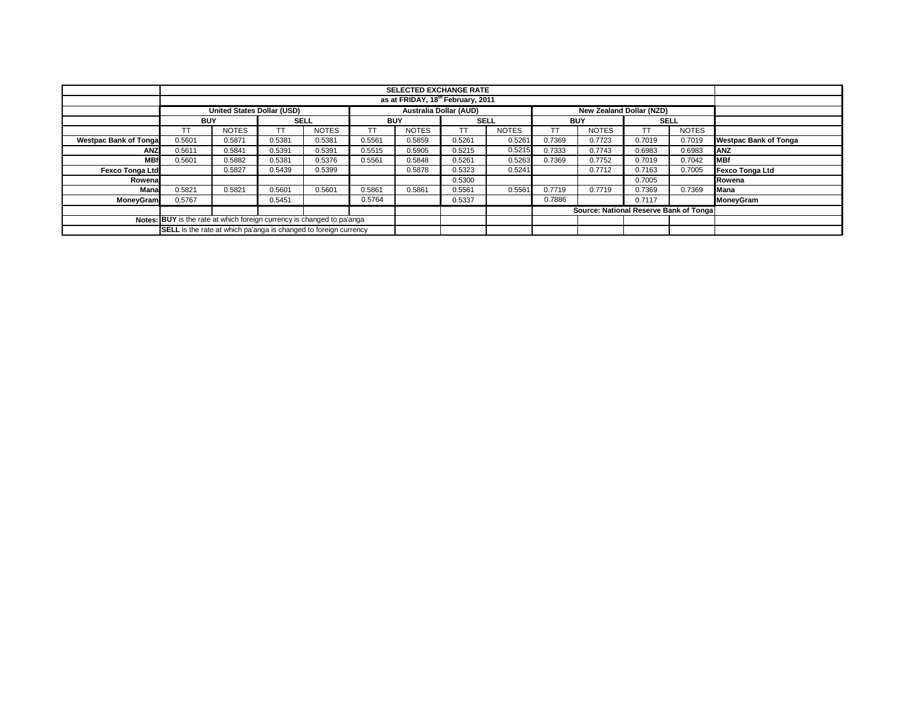| | SELECTED EXCHANGE RATE | | | | | | | | | | | | |
|---|---|---|---|---|---|---|---|---|---|---|---|---|---|
| | as at FRIDAY, 18th February, 2011 | | | | | | | | | | | | |
| | **United States Dollar (USD)** | | | | **Australia Dollar (AUD)** | | | | **New Zealand Dollar (NZD)** | | | | |
| | **BUY** | | **SELL** | | **BUY** | | **SELL** | | **BUY** | | **SELL** | | |
| | TT | NOTES | TT | NOTES | TT | NOTES | TT | NOTES | TT | NOTES | TT | NOTES | |
| **Westpac Bank of Tonga** | 0.5601 | 0.5871 | 0.5381 | 0.5381 | 0.5561 | 0.5859 | 0.5261 | 0.5261 | 0.7369 | 0.7723 | 0.7019 | 0.7019 | **Westpac Bank of Tonga** |
| **ANZ** | 0.5611 | 0.5841 | 0.5391 | 0.5391 | 0.5515 | 0.5905 | 0.5215 | 0.5215 | 0.7333 | 0.7743 | 0.6983 | 0.6983 | **ANZ** |
| **MBf** | 0.5601 | 0.5882 | 0.5381 | 0.5376 | 0.5561 | 0.5848 | 0.5261 | 0.5263 | 0.7369 | 0.7752 | 0.7019 | 0.7042 | **MBf** |
| **Fexco Tonga Ltd** | | 0.5827 | 0.5439 | 0.5399 | | 0.5878 | 0.5323 | 0.5241 | | 0.7712 | 0.7163 | 0.7005 | **Fexco Tonga Ltd** |
| **Rowena** | | | | | | | 0.5300 | | | | 0.7005 | | **Rowena** |
| **Mana** | 0.5821 | 0.5821 | 0.5601 | 0.5601 | 0.5861 | 0.5861 | 0.5561 | 0.5561 | 0.7719 | 0.7719 | 0.7369 | 0.7369 | **Mana** |
| **MoneyGram** | 0.5767 | | 0.5451 | | 0.5764 | | 0.5337 | | 0.7886 | | 0.7117 | | **MoneyGram** |
| | | | | | | | | | **Source: National Reserve Bank of Tonga** | | | | |
| **Notes:** | **BUY** is the rate at which foreign currency is changed to pa'anga | | | | | | | | | | | | |
| | **SELL** is the rate at which pa'anga is changed to foreign currency | | | | | | | | | | | | |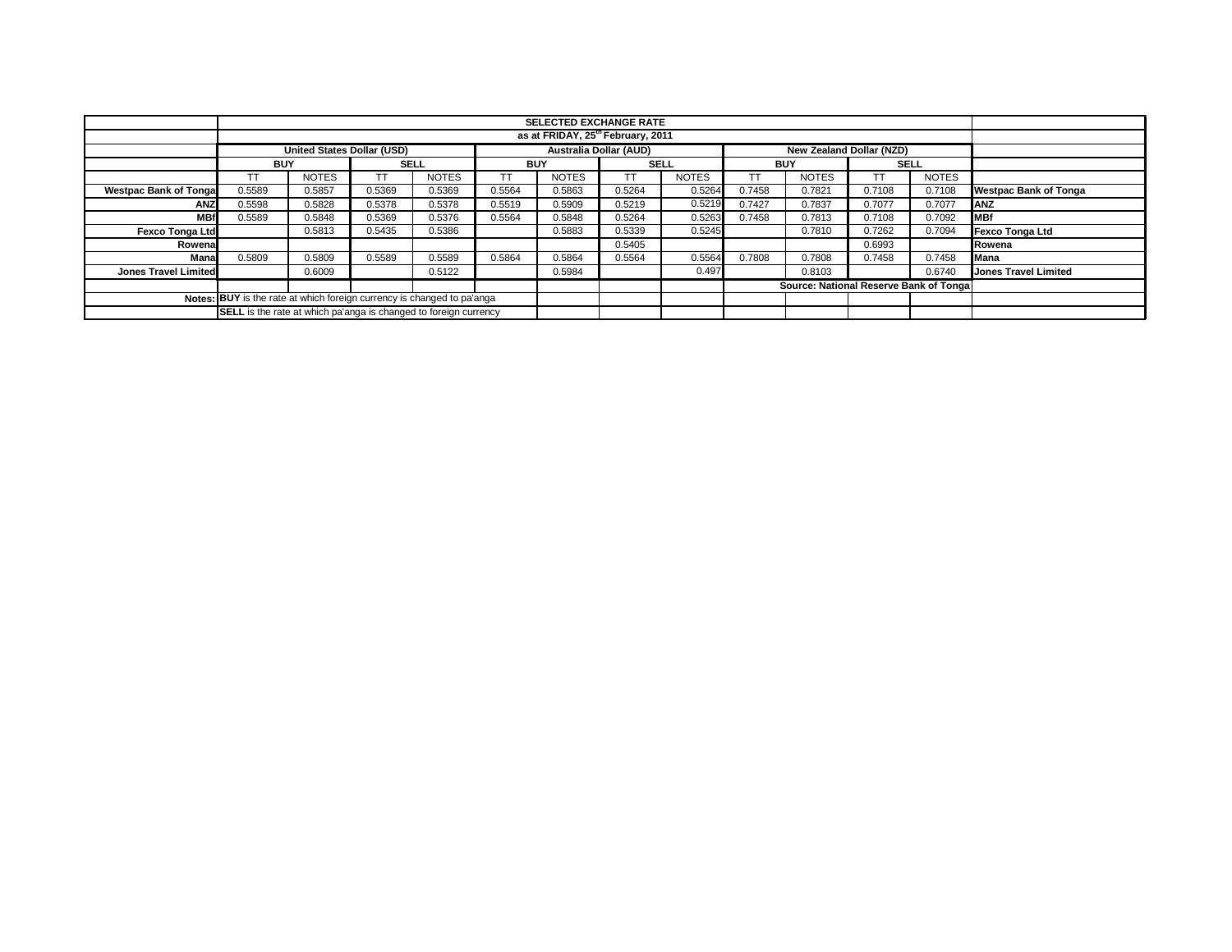| | SELECTED EXCHANGE RATE | | | | | | | | | | | | |
|---|---|---|---|---|---|---|---|---|---|---|---|---|---|
| | as at FRIDAY, 25th February, 2011 | | | | | | | | | | | | |
| | United States Dollar (USD) | | | | Australia Dollar (AUD) | | | | New Zealand Dollar (NZD) | | | | |
| | BUY | | SELL | | BUY | | SELL | | BUY | | SELL | | |
| | TT | NOTES | TT | NOTES | TT | NOTES | TT | NOTES | TT | NOTES | TT | NOTES | |
| **Westpac Bank of Tonga** | 0.5589 | 0.5857 | 0.5369 | 0.5369 | 0.5564 | 0.5863 | 0.5264 | 0.5264 | 0.7458 | 0.7821 | 0.7108 | 0.7108 | **Westpac Bank of Tonga** |
| **ANZ** | 0.5598 | 0.5828 | 0.5378 | 0.5378 | 0.5519 | 0.5909 | 0.5219 | 0.5219 | 0.7427 | 0.7837 | 0.7077 | 0.7077 | **ANZ** |
| **MBf** | 0.5589 | 0.5848 | 0.5369 | 0.5376 | 0.5564 | 0.5848 | 0.5264 | 0.5263 | 0.7458 | 0.7813 | 0.7108 | 0.7092 | **MBf** |
| **Fexco Tonga Ltd** | | 0.5813 | 0.5435 | 0.5386 | | 0.5883 | 0.5339 | 0.5245 | | 0.7810 | 0.7262 | 0.7094 | **Fexco Tonga Ltd** |
| **Rowena** | | | | | | | 0.5405 | | | | 0.6993 | | **Rowena** |
| **Mana** | 0.5809 | 0.5809 | 0.5589 | 0.5589 | 0.5864 | 0.5864 | 0.5564 | 0.5564 | 0.7808 | 0.7808 | 0.7458 | 0.7458 | **Mana** |
| **Jones Travel Limited** | | 0.6009 | | 0.5122 | | 0.5984 | | 0.497 | | 0.8103 | | 0.6740 | **Jones Travel Limited** |
| | | | | | | | | | **Source: National Reserve Bank of Tonga** | | | | |
| **Notes:** | **BUY** is the rate at which foreign currency is changed to pa'anga | | | | | | | | | | | | |
| | **SELL** is the rate at which pa'anga is changed to foreign currency | | | | | | | | | | | | |